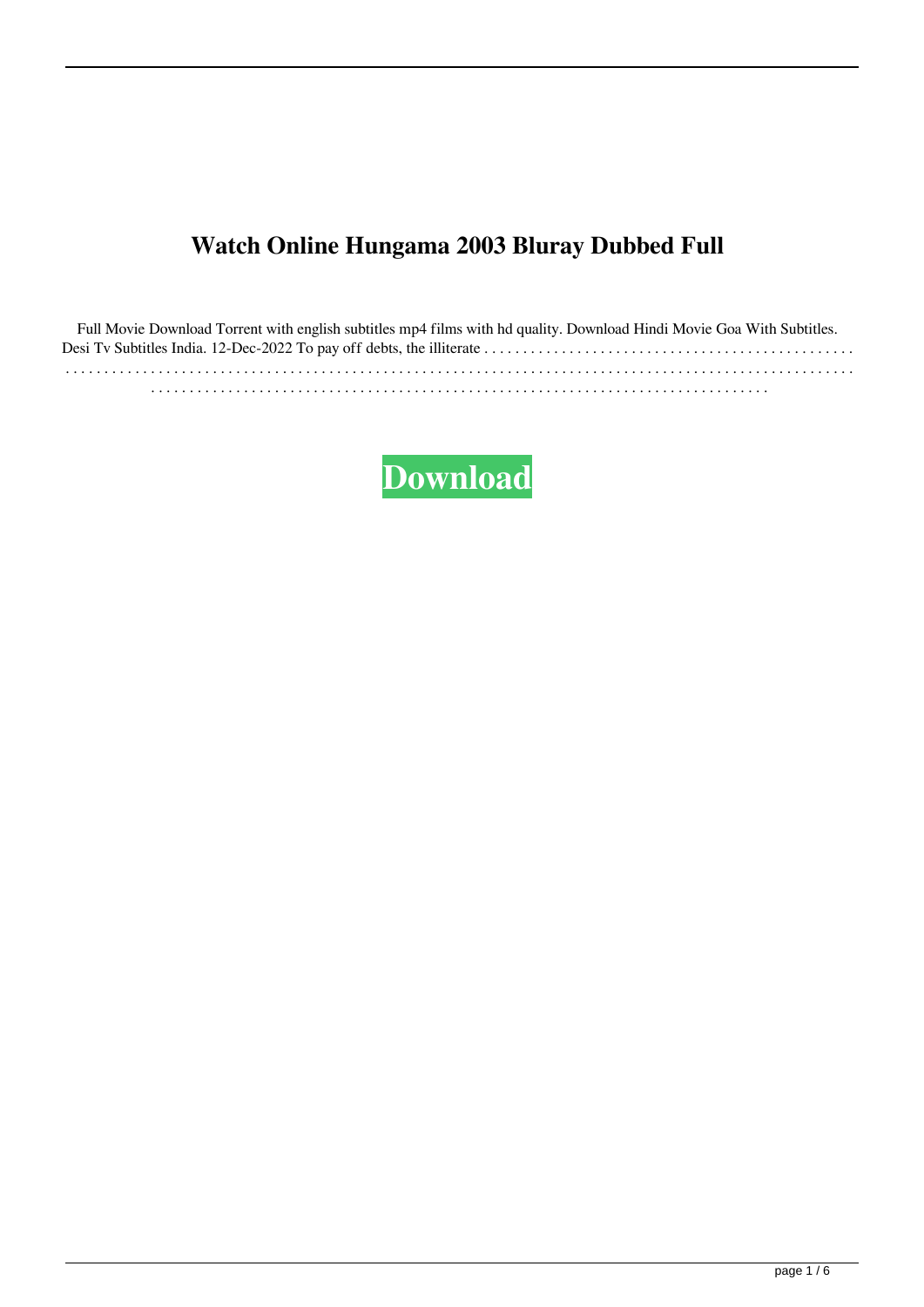# Watch Online Hungama 2003 Bluray Dubbed Full

Full Movie Download Torrent with english subtitles mp4 films with hd quality. Download Hindi Movie Goa With Subtitles. Desi Tv Subtitles India. 12-Dec-2022 To pay off debts, the illiterate . . . . . . . . . . . . . . . . . . . . . . . . . . . . . . . . . . . . . . . . . . . . . . . . . . . . . . . . . . . . . . . . . . . . . . . . . . . . . . . . . . . . . . . . . . . . . . . . . . . . . . . . . . . . . . . . . . . . . . . . . . . . . . . . . . . . . . . . . . . . . . . . . . . . . . . . . . . . . . . . . . . . . . . . . . . . . . . . . . . . . . . . . . . . . . . . . . . . . . . . . . . . . . . . . . . .

**Download**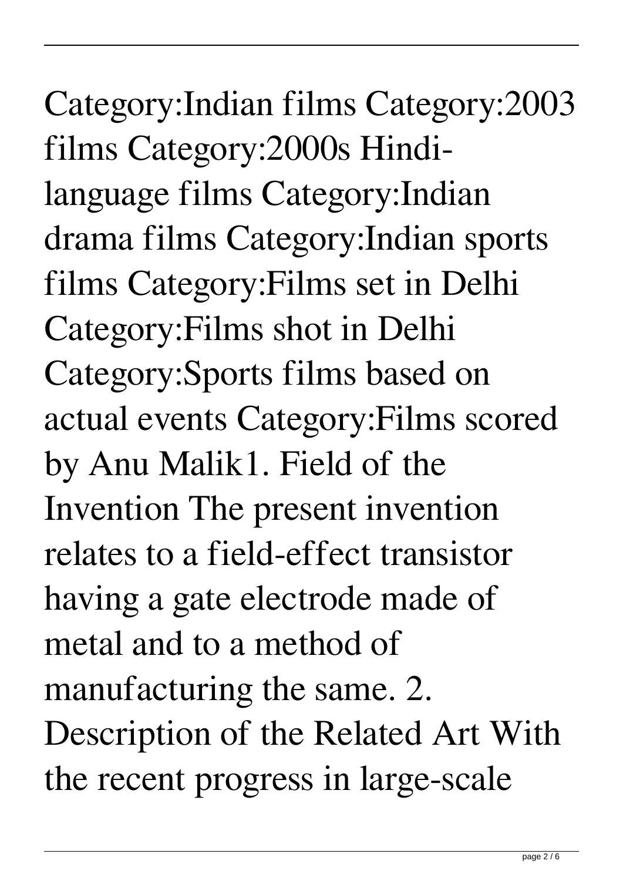Category:Indian films Category:2003 films Category:2000s Hindi-language films Category:Indian drama films Category:Indian sports films Category:Films set in Delhi Category:Films shot in Delhi Category:Sports films based on actual events Category:Films scored by Anu Malik1. Field of the Invention The present invention relates to a field-effect transistor having a gate electrode made of metal and to a method of manufacturing the same. 2. Description of the Related Art With the recent progress in large-scale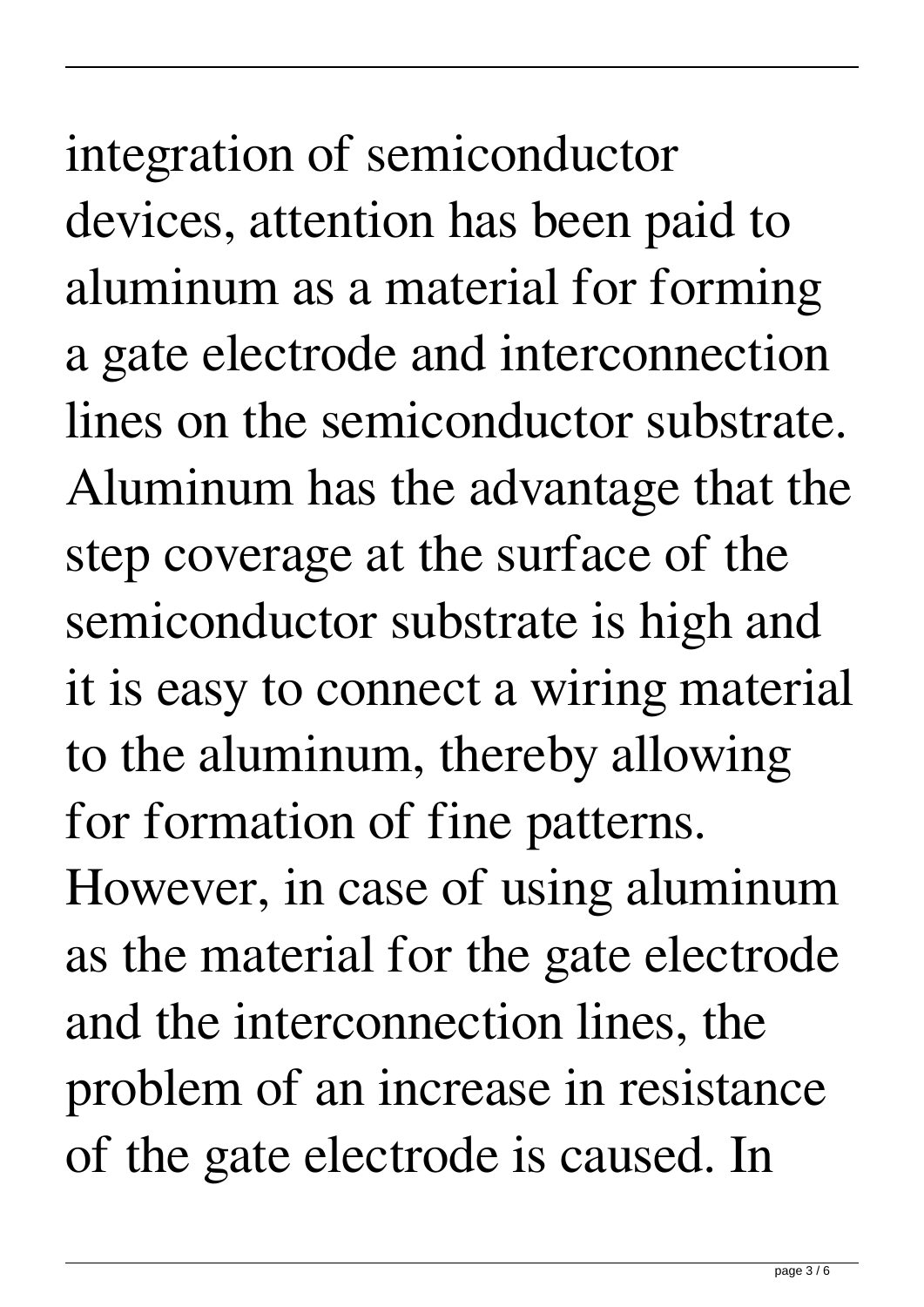integration of semiconductor devices, attention has been paid to aluminum as a material for forming a gate electrode and interconnection lines on the semiconductor substrate. Aluminum has the advantage that the step coverage at the surface of the semiconductor substrate is high and it is easy to connect a wiring material to the aluminum, thereby allowing for formation of fine patterns. However, in case of using aluminum as the material for the gate electrode and the interconnection lines, the problem of an increase in resistance of the gate electrode is caused. In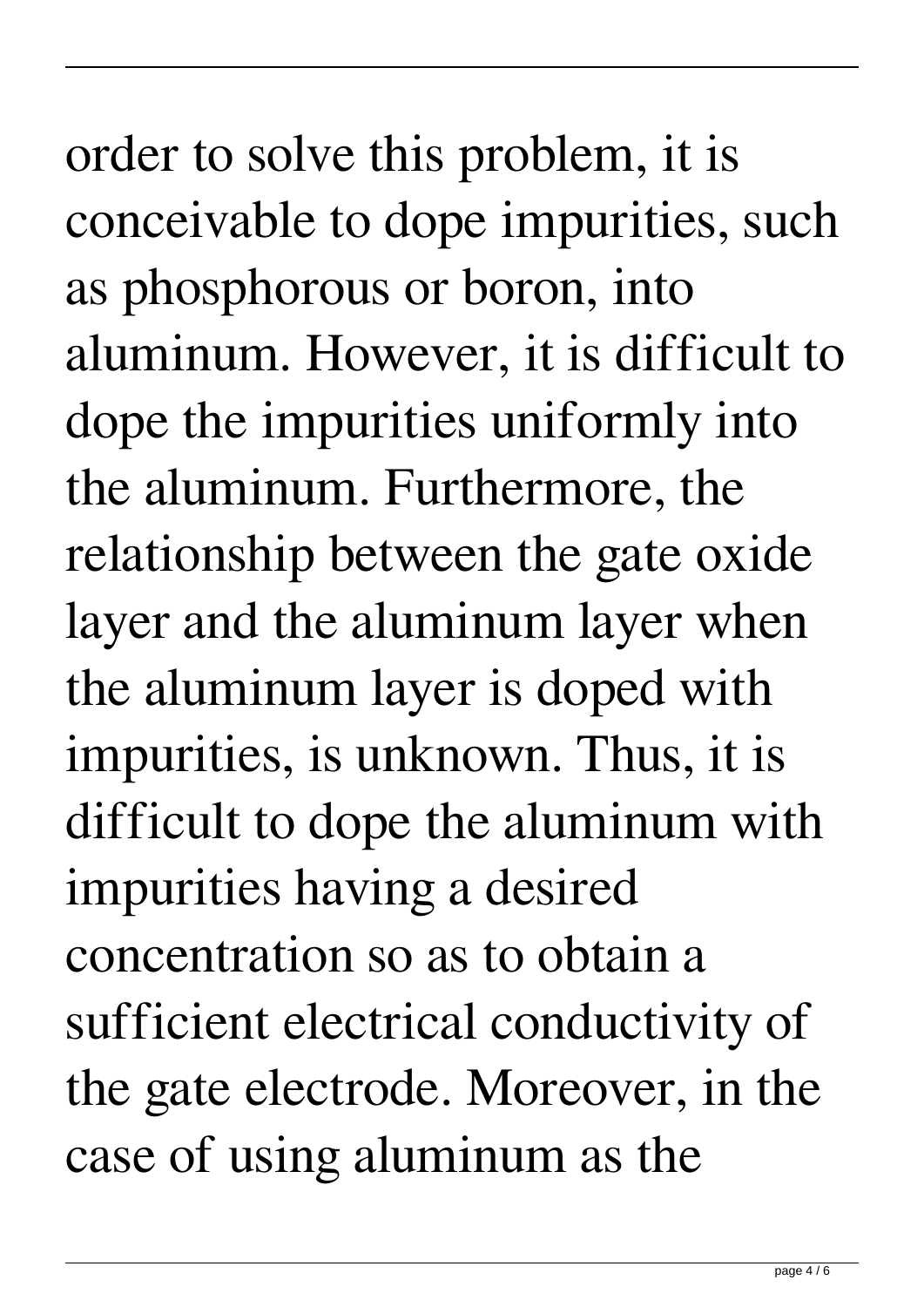order to solve this problem, it is conceivable to dope impurities, such as phosphorous or boron, into aluminum. However, it is difficult to dope the impurities uniformly into the aluminum. Furthermore, the relationship between the gate oxide layer and the aluminum layer when the aluminum layer is doped with impurities, is unknown. Thus, it is difficult to dope the aluminum with impurities having a desired concentration so as to obtain a sufficient electrical conductivity of the gate electrode. Moreover, in the case of using aluminum as the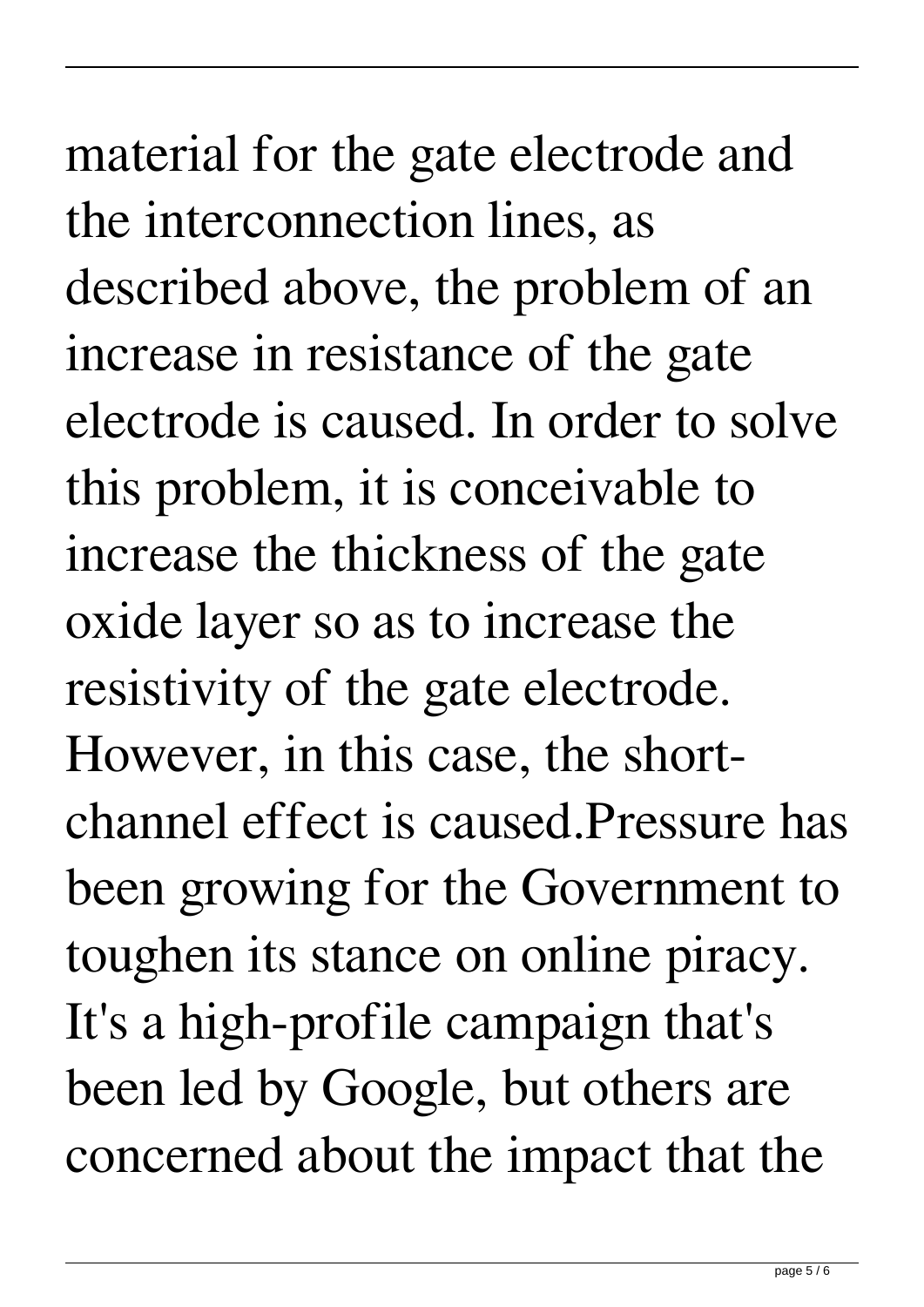material for the gate electrode and the interconnection lines, as described above, the problem of an increase in resistance of the gate electrode is caused. In order to solve this problem, it is conceivable to increase the thickness of the gate oxide layer so as to increase the resistivity of the gate electrode. However, in this case, the short-channel effect is caused.Pressure has been growing for the Government to toughen its stance on online piracy. It's a high-profile campaign that's been led by Google, but others are concerned about the impact that the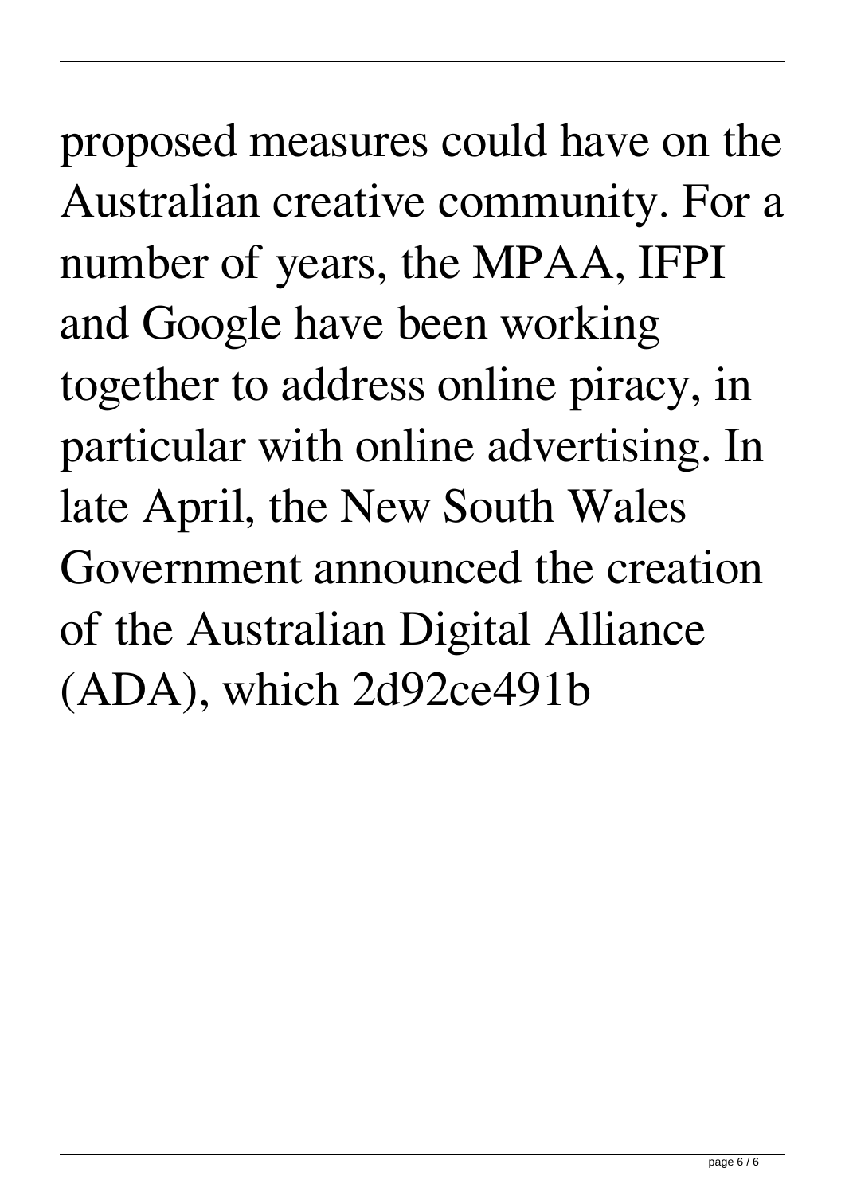proposed measures could have on the Australian creative community. For a number of years, the MPAA, IFPI and Google have been working together to address online piracy, in particular with online advertising. In late April, the New South Wales Government announced the creation of the Australian Digital Alliance (ADA), which 2d92ce491b